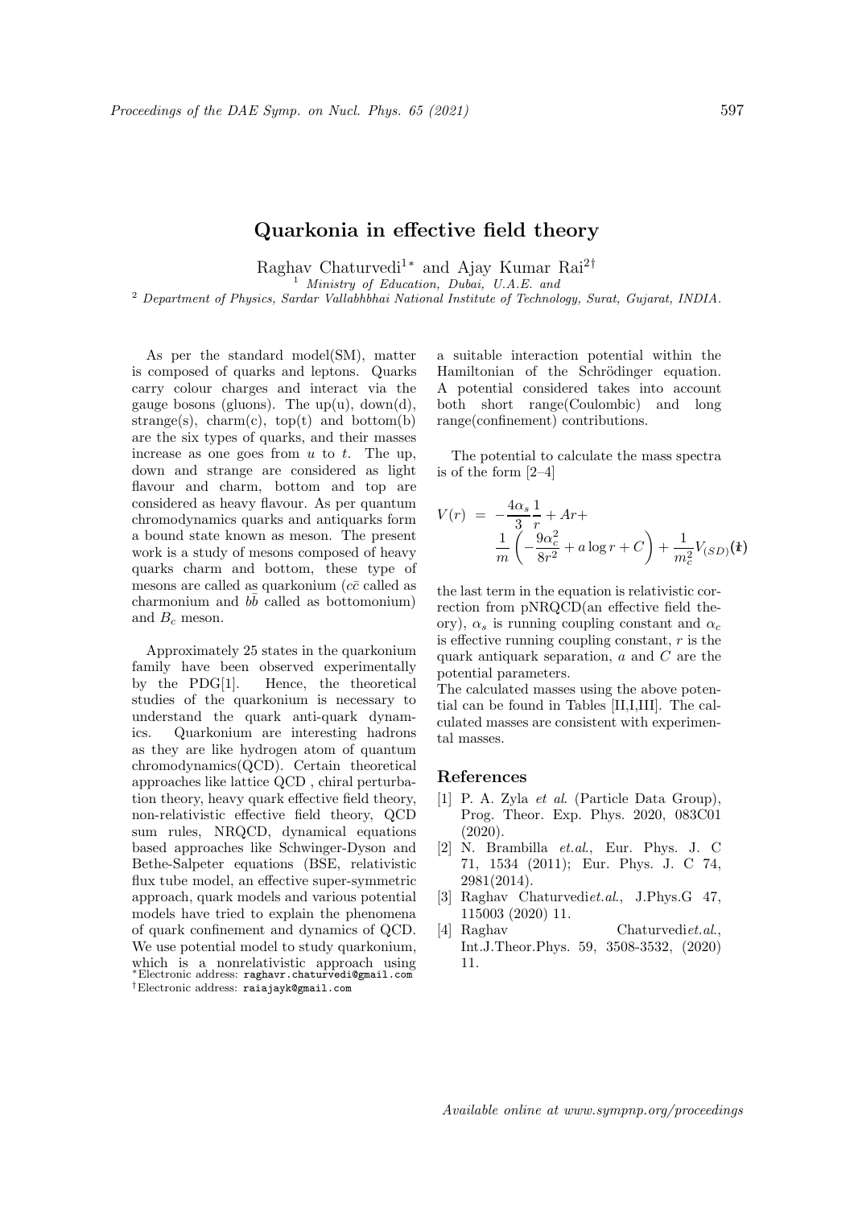# Quarkonia in effective field theory

Raghav Chaturvedi[1*] and Ajay Kumar Rai[2†]

[1] *Ministry of Education, Dubai, U.A.E. and*

[2] *Department of Physics, Sardar Vallabhbhai National Institute of Technology, Surat, Gujarat, INDIA.*

As per the standard model(SM), matter is composed of quarks and leptons. Quarks carry colour charges and interact via the gauge bosons (gluons). The up(u), down(d), strange(s), charm(c), top(t) and bottom(b) are the six types of quarks, and their masses increase as one goes from $u$ to $t$. The up, down and strange are considered as light flavour and charm, bottom and top are considered as heavy flavour. As per quantum chromodynamics quarks and antiquarks form a bound state known as meson. The present work is a study of mesons composed of heavy quarks charm and bottom, these type of mesons are called as quarkonium ($c\bar{c}$ called as charmonium and $b\bar{b}$ called as bottomonium) and $B_c$ meson.

Approximately 25 states in the quarkonium family have been observed experimentally by the PDG[1]. Hence, the theoretical studies of the quarkonium is necessary to understand the quark anti-quark dynamics. Quarkonium are interesting hadrons as they are like hydrogen atom of quantum chromodynamics(QCD). Certain theoretical approaches like lattice QCD , chiral perturbation theory, heavy quark effective field theory, non-relativistic effective field theory, QCD sum rules, NRQCD, dynamical equations based approaches like Schwinger-Dyson and Bethe-Salpeter equations (BSE, relativistic flux tube model, an effective super-symmetric approach, quark models and various potential models have tried to explain the phenomena of quark confinement and dynamics of QCD. We use potential model to study quarkonium, which is a nonrelativistic approach using a suitable interaction potential within the Hamiltonian of the Schrödinger equation. A potential considered takes into account both short range(Coulombic) and long range(confinement) contributions.

The potential to calculate the mass spectra is of the form [2–4]

$$V(r) = -\frac{4\alpha_s}{3}\frac{1}{r} + Ar + \frac{1}{m}\left(-\frac{9\alpha_c^2}{8r^2} + a\log r + C\right) + \frac{1}{m_c^2}V_{(SD)}(r) \quad (1)$$

the last term in the equation is relativistic correction from pNRQCD(an effective field theory), $\alpha_s$ is running coupling constant and $\alpha_c$ is effective running coupling constant, $r$ is the quark antiquark separation, $a$ and $C$ are the potential parameters.

The calculated masses using the above potential can be found in Tables [II,I,III]. The calculated masses are consistent with experimental masses.

## References

[1] P. A. Zyla *et al*. (Particle Data Group), Prog. Theor. Exp. Phys. 2020, 083C01 (2020).

[2] N. Brambilla *et.al*., Eur. Phys. J. C 71, 1534 (2011); Eur. Phys. J. C 74, 2981(2014).

[3] Raghav Chaturvedi*et.al*., J.Phys.G 47, 115003 (2020) 11.

[4] Raghav Chaturvedi*et.al*., Int.J.Theor.Phys. 59, 3508-3532, (2020) 11.

*Electronic address: raghavr.chaturvedi@gmail.com

†Electronic address: raiajayk@gmail.com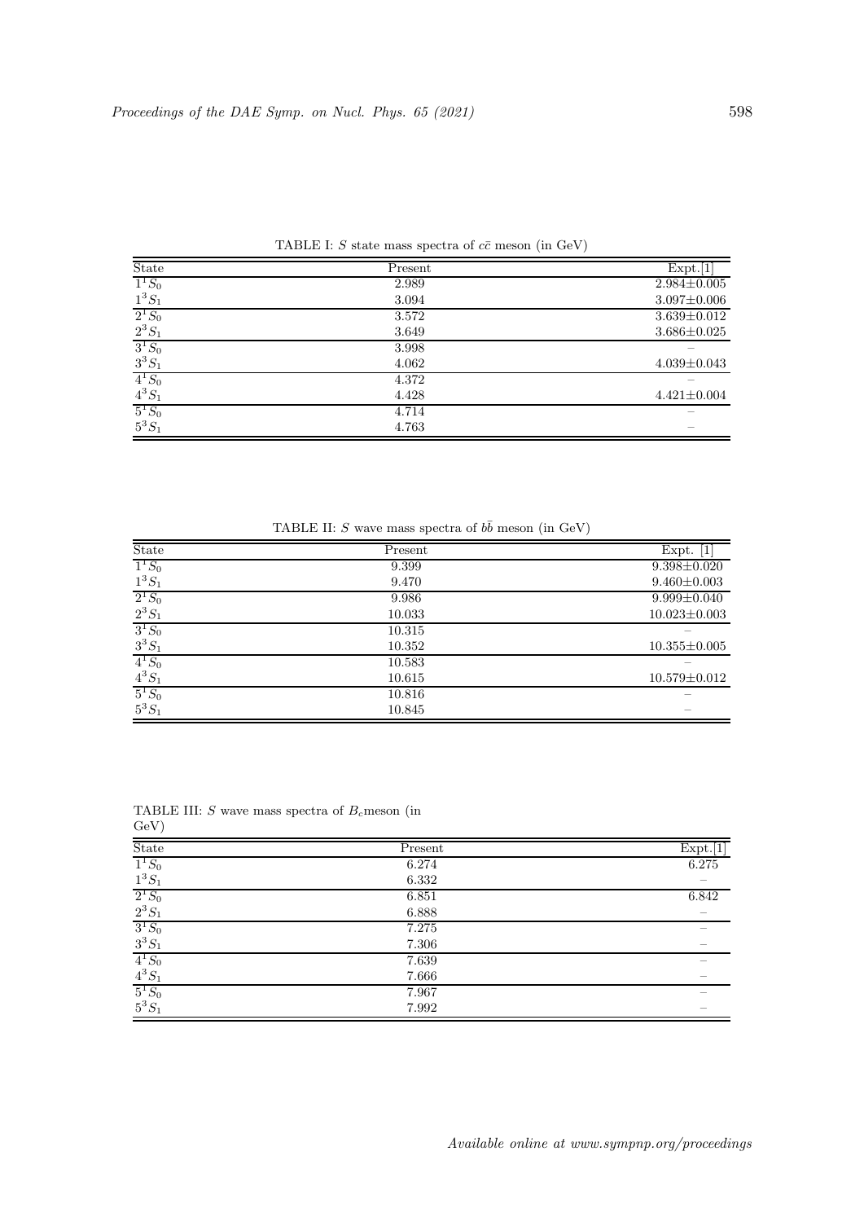TABLE I: $S$ state mass spectra of $c\bar{c}$ meson (in GeV)

| State | Present | Expt.[1] |
|---|---|---|
| $1^1S_0$ | 2.989 | 2.984±0.005 |
| $1^3S_1$ | 3.094 | 3.097±0.006 |
| $2^1S_0$ | 3.572 | 3.639±0.012 |
| $2^3S_1$ | 3.649 | 3.686±0.025 |
| $3^1S_0$ | 3.998 | – |
| $3^3S_1$ | 4.062 | 4.039±0.043 |
| $4^1S_0$ | 4.372 | – |
| $4^3S_1$ | 4.428 | 4.421±0.004 |
| $5^1S_0$ | 4.714 | – |
| $5^3S_1$ | 4.763 | – |

TABLE II: $S$ wave mass spectra of $b\bar{b}$ meson (in GeV)

| State | Present | Expt. [1] |
|---|---|---|
| $1^1S_0$ | 9.399 | 9.398±0.020 |
| $1^3S_1$ | 9.470 | 9.460±0.003 |
| $2^1S_0$ | 9.986 | 9.999±0.040 |
| $2^3S_1$ | 10.033 | 10.023±0.003 |
| $3^1S_0$ | 10.315 | – |
| $3^3S_1$ | 10.352 | 10.355±0.005 |
| $4^1S_0$ | 10.583 | – |
| $4^3S_1$ | 10.615 | 10.579±0.012 |
| $5^1S_0$ | 10.816 | – |
| $5^3S_1$ | 10.845 | – |

TABLE III: $S$ wave mass spectra of $B_c$meson (in GeV)

| State | Present | Expt.[1] |
|---|---|---|
| $1^1S_0$ | 6.274 | 6.275 |
| $1^3S_1$ | 6.332 | – |
| $2^1S_0$ | 6.851 | 6.842 |
| $2^3S_1$ | 6.888 | – |
| $3^1S_0$ | 7.275 | – |
| $3^3S_1$ | 7.306 | – |
| $4^1S_0$ | 7.639 | – |
| $4^3S_1$ | 7.666 | – |
| $5^1S_0$ | 7.967 | – |
| $5^3S_1$ | 7.992 | – |